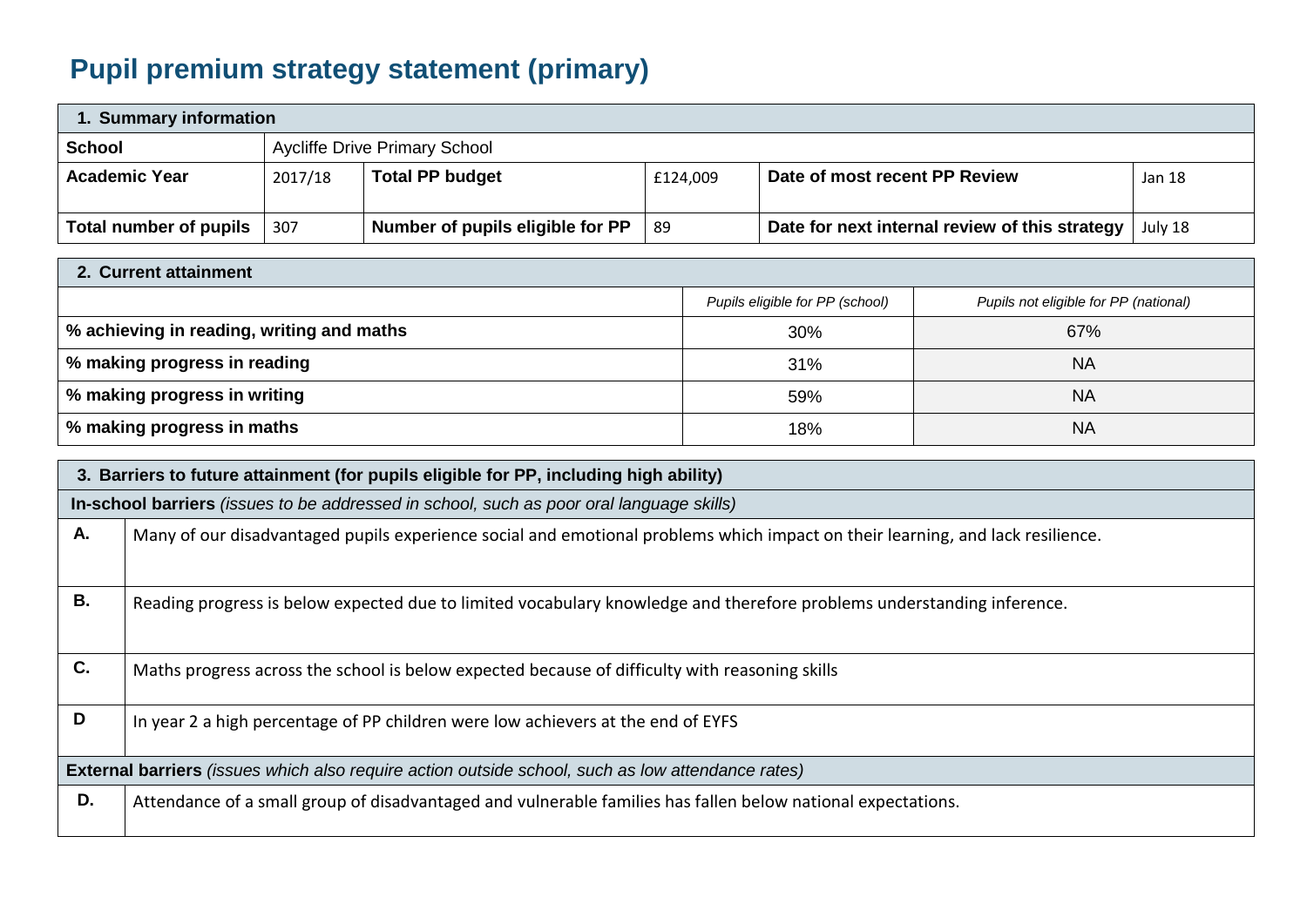# Pupil premium strategy statement (primary)

| 1. Summary information | | | | | |
|---|---|---|---|---|---|
| **School** | Aycliffe Drive Primary School | | | | |
| **Academic Year** | 2017/18 | **Total PP budget** | £124,009 | **Date of most recent PP Review** | Jan 18 |
| **Total number of pupils** | 307 | **Number of pupils eligible for PP** | 89 | **Date for next internal review of this strategy** | July 18 |

| 2. Current attainment | | |
|---|---|---|
| | *Pupils eligible for PP (school)* | *Pupils not eligible for PP (national)* |
| **% achieving in reading, writing and maths** | 30% | 67% |
| **% making progress in reading** | 31% | NA |
| **% making progress in writing** | 59% | NA |
| **% making progress in maths** | 18% | NA |

| 3. Barriers to future attainment (for pupils eligible for PP, including high ability) | |
|---|---|
| **In-school barriers** *(issues to be addressed in school, such as poor oral language skills)* | |
| **A.** | Many of our disadvantaged pupils experience social and emotional problems which impact on their learning, and lack resilience. |
| **B.** | Reading progress is below expected due to limited vocabulary knowledge and therefore problems understanding inference. |
| **C.** | Maths progress across the school is below expected because of difficulty with reasoning skills |
| **D** | In year 2 a high percentage of PP children were low achievers at the end of EYFS |
| **External barriers** *(issues which also require action outside school, such as low attendance rates)* | |
| **D.** | Attendance of a small group of disadvantaged and vulnerable families has fallen below national expectations. |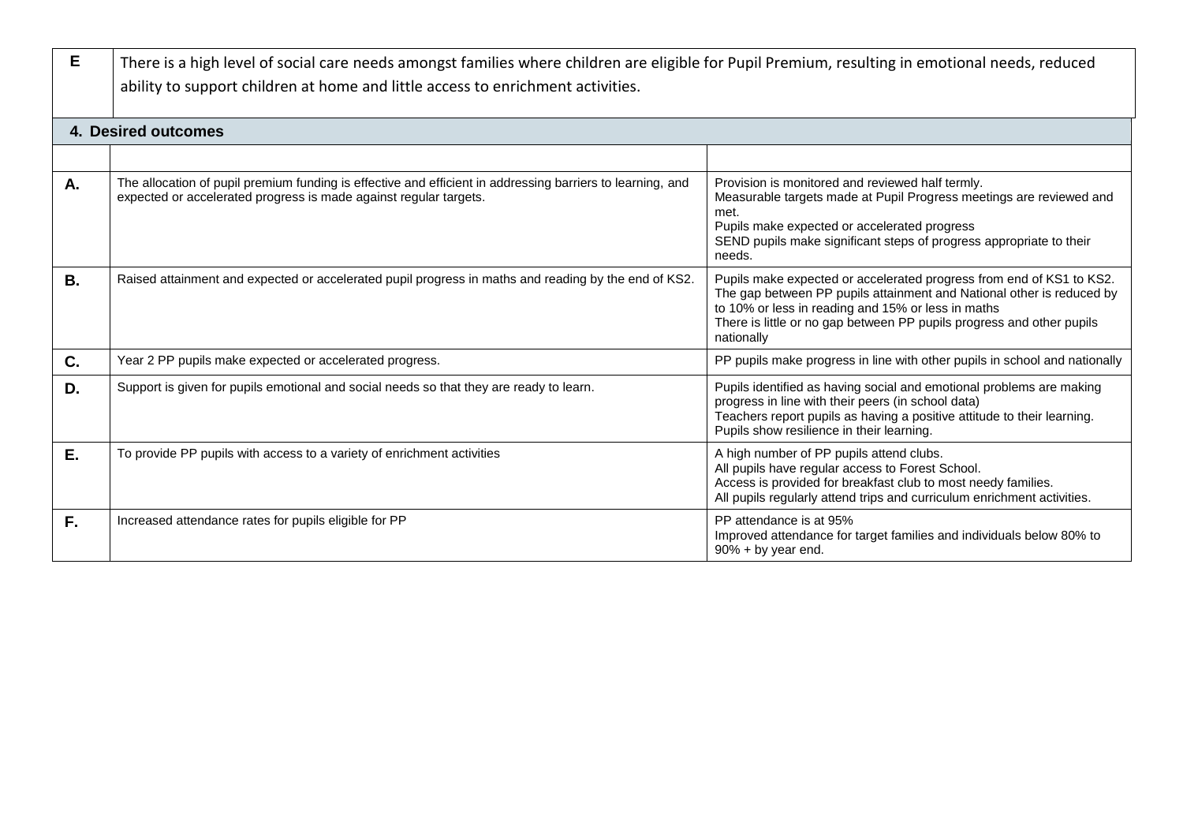| E | There is a high level of social care needs amongst families where children are eligible for Pupil Premium, resulting in emotional needs, reduced ability to support children at home and little access to enrichment activities. |
|---|---|

## 4. Desired outcomes

| | | |
|---|---|---|
| **A.** | The allocation of pupil premium funding is effective and efficient in addressing barriers to learning, and expected or accelerated progress is made against regular targets. | Provision is monitored and reviewed half termly.<br>Measurable targets made at Pupil Progress meetings are reviewed and met.<br>Pupils make expected or accelerated progress<br>SEND pupils make significant steps of progress appropriate to their needs. |
| **B.** | Raised attainment and expected or accelerated pupil progress in maths and reading by the end of KS2. | Pupils make expected or accelerated progress from end of KS1 to KS2.<br>The gap between PP pupils attainment and National other is reduced by to 10% or less in reading and 15% or less in maths<br>There is little or no gap between PP pupils progress and other pupils nationally |
| **C.** | Year 2 PP pupils make expected or accelerated progress. | PP pupils make progress in line with other pupils in school and nationally |
| **D.** | Support is given for pupils emotional and social needs so that they are ready to learn. | Pupils identified as having social and emotional problems are making progress in line with their peers (in school data)<br>Teachers report pupils as having a positive attitude to their learning.<br>Pupils show resilience in their learning. |
| **E.** | To provide PP pupils with access to a variety of enrichment activities | A high number of PP pupils attend clubs.<br>All pupils have regular access to Forest School.<br>Access is provided for breakfast club to most needy families.<br>All pupils regularly attend trips and curriculum enrichment activities. |
| **F.** | Increased attendance rates for pupils eligible for PP | PP attendance is at 95%<br>Improved attendance for target families and individuals below 80% to 90% + by year end. |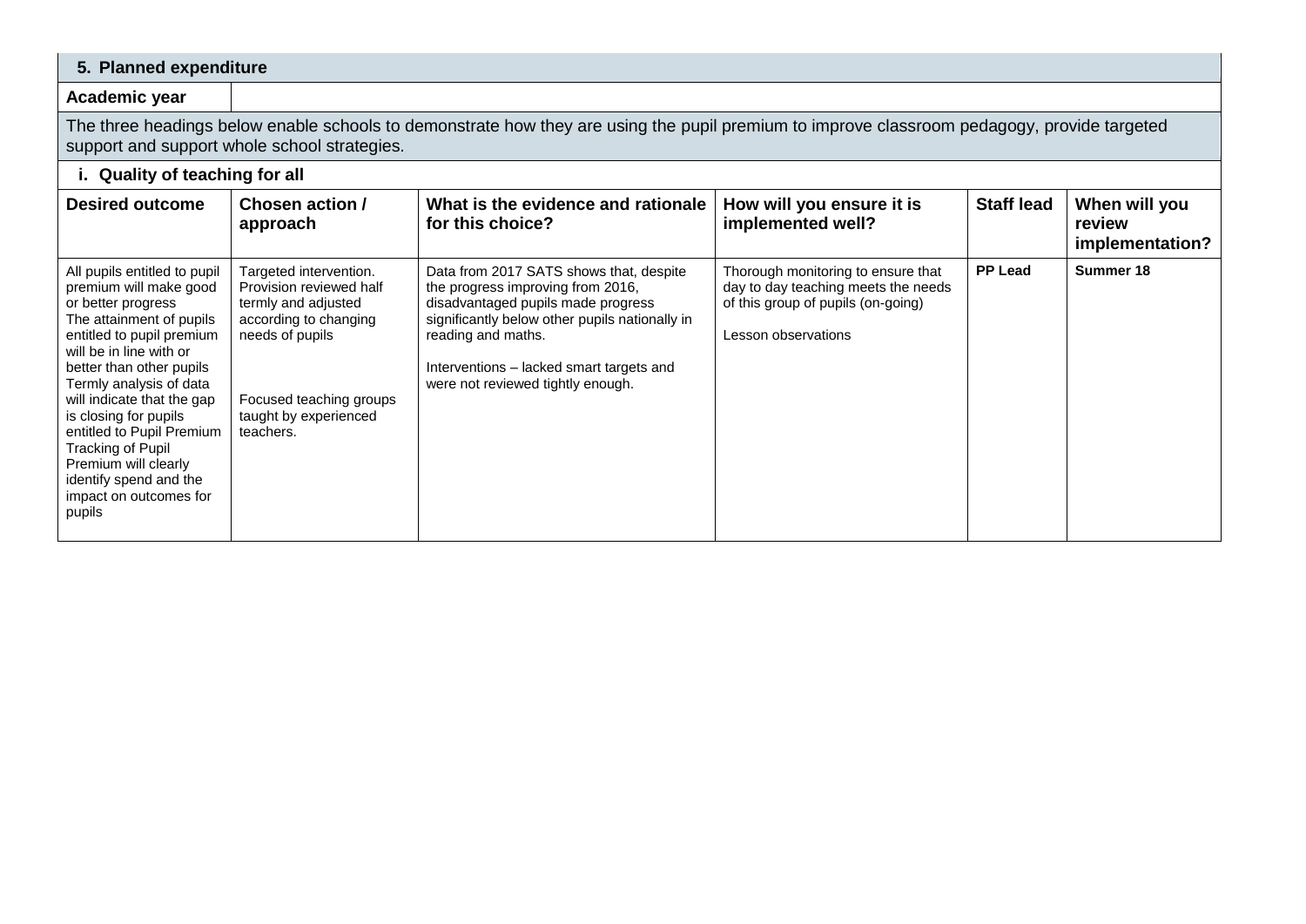## 5. Planned expenditure

| Academic year | |
|---|---|

The three headings below enable schools to demonstrate how they are using the pupil premium to improve classroom pedagogy, provide targeted support and support whole school strategies.

### i. Quality of teaching for all

| Desired outcome | Chosen action / approach | What is the evidence and rationale for this choice? | How will you ensure it is implemented well? | Staff lead | When will you review implementation? |
|---|---|---|---|---|---|
| All pupils entitled to pupil premium will make good or better progress<br>The attainment of pupils entitled to pupil premium will be in line with or better than other pupils<br>Termly analysis of data will indicate that the gap is closing for pupils entitled to Pupil Premium<br>Tracking of Pupil Premium will clearly identify spend and the impact on outcomes for pupils | Targeted intervention. Provision reviewed half termly and adjusted according to changing needs of pupils<br><br>Focused teaching groups taught by experienced teachers. | Data from 2017 SATS shows that, despite the progress improving from 2016, disadvantaged pupils made progress significantly below other pupils nationally in reading and maths.<br><br>Interventions – lacked smart targets and were not reviewed tightly enough. | Thorough monitoring to ensure that day to day teaching meets the needs of this group of pupils (on-going)<br><br>Lesson observations | **PP Lead** | **Summer 18** |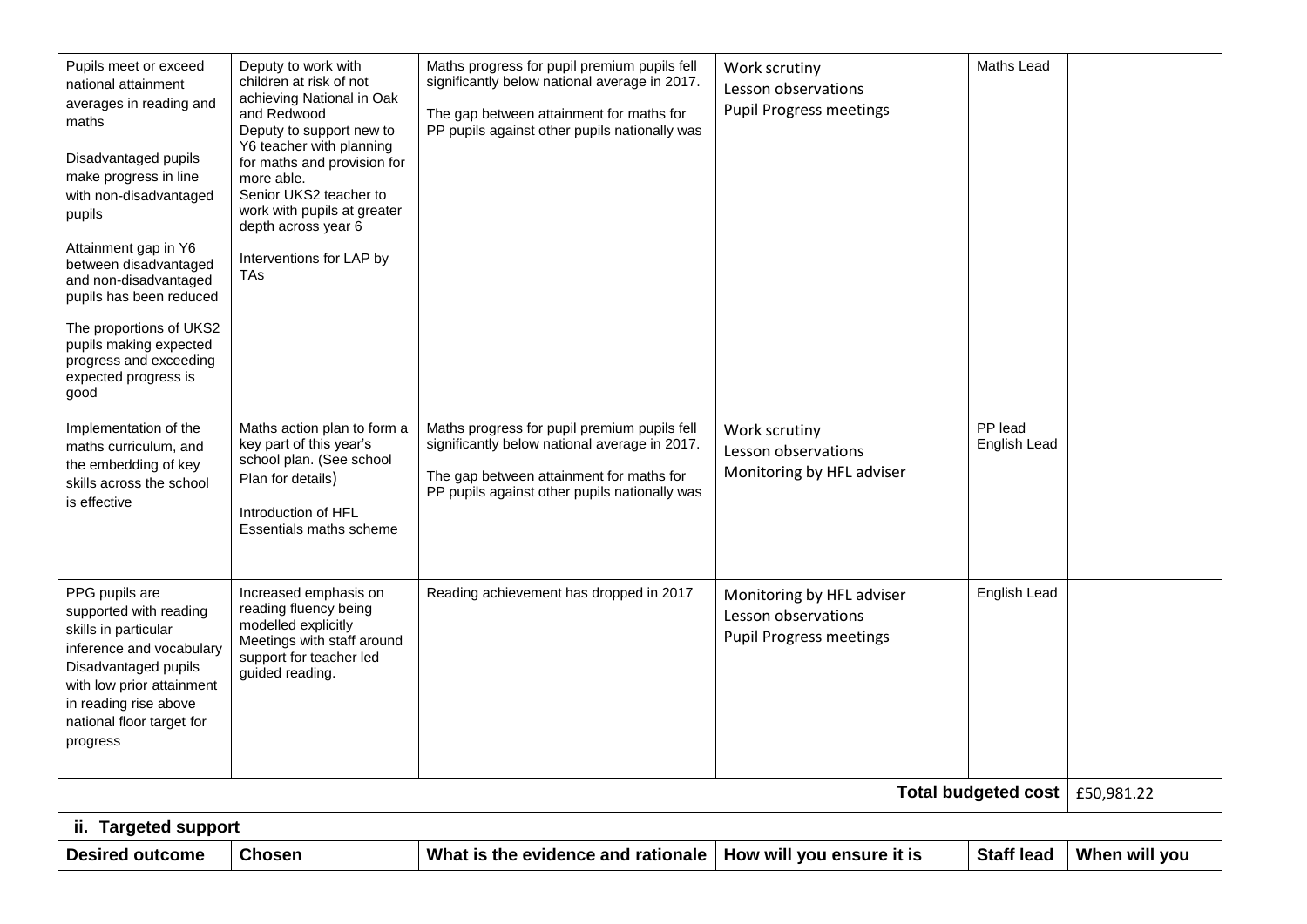| | | | | | |
|---|---|---|---|---|---|
| Pupils meet or exceed national attainment averages in reading and maths<br><br>Disadvantaged pupils make progress in line with non-disadvantaged pupils<br><br>Attainment gap in Y6 between disadvantaged and non-disadvantaged pupils has been reduced<br><br>The proportions of UKS2 pupils making expected progress and exceeding expected progress is good | Deputy to work with children at risk of not achieving National in Oak and Redwood<br>Deputy to support new to Y6 teacher with planning for maths and provision for more able.<br>Senior UKS2 teacher to work with pupils at greater depth across year 6<br><br>Interventions for LAP by TAs | Maths progress for pupil premium pupils fell significantly below national average in 2017.<br><br>The gap between attainment for maths for PP pupils against other pupils nationally was | Work scrutiny<br>Lesson observations<br>Pupil Progress meetings | Maths Lead | |
| Implementation of the maths curriculum, and the embedding of key skills across the school is effective | Maths action plan to form a key part of this year's school plan. (See school Plan for details)<br><br>Introduction of HFL Essentials maths scheme | Maths progress for pupil premium pupils fell significantly below national average in 2017.<br><br>The gap between attainment for maths for PP pupils against other pupils nationally was | Work scrutiny<br>Lesson observations<br>Monitoring by HFL adviser | PP lead<br>English Lead | |
| PPG pupils are supported with reading skills in particular inference and vocabulary<br>Disadvantaged pupils with low prior attainment in reading rise above national floor target for progress | Increased emphasis on reading fluency being modelled explicitly<br>Meetings with staff around support for teacher led guided reading. | Reading achievement has dropped in 2017 | Monitoring by HFL adviser<br>Lesson observations<br>Pupil Progress meetings | English Lead | |
| | | | | **Total budgeted cost** | £50,981.22 |

**ii. Targeted support**

| Desired outcome | Chosen | What is the evidence and rationale | How will you ensure it is | Staff lead | When will you |
|---|---|---|---|---|---|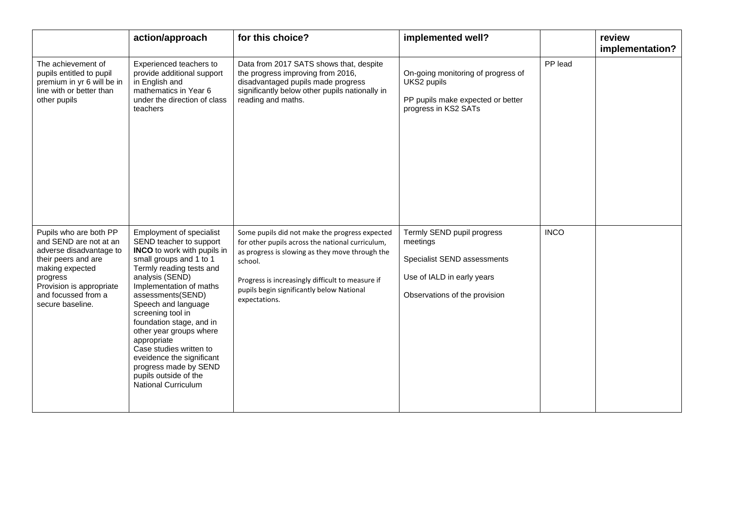|  | action/approach | for this choice? | implemented well? |  | review implementation? |
| --- | --- | --- | --- | --- | --- |
| The achievement of pupils entitled to pupil premium in yr 6 will be in line with or better than other pupils | Experienced teachers to provide additional support in English and mathematics in Year 6 under the direction of class teachers | Data from 2017 SATS shows that, despite the progress improving from 2016, disadvantaged pupils made progress significantly below other pupils nationally in reading and maths. | On-going monitoring of progress of UKS2 pupils<br><br>PP pupils make expected or better progress in KS2 SATs | PP lead |  |
| Pupils who are both PP and SEND are not at an adverse disadvantage to their peers and are making expected progress<br>Provision is appropriate and focussed from a secure baseline. | Employment of specialist SEND teacher to support **INCO** to work with pupils in small groups and 1 to 1<br>Termly reading tests and analysis (SEND)<br>Implementation of maths assessments(SEND)<br>Speech and language screening tool in foundation stage, and in other year groups where appropriate<br>Case studies written to eveidence the significant progress made by SEND pupils outside of the National Curriculum | Some pupils did not make the progress expected for other pupils across the national curriculum, as progress is slowing as they move through the school.<br><br>Progress is increasingly difficult to measure if pupils begin significantly below National expectations. | Termly SEND pupil progress meetings<br><br>Specialist SEND assessments<br><br>Use of IALD in early years<br><br>Observations of the provision | INCO |  |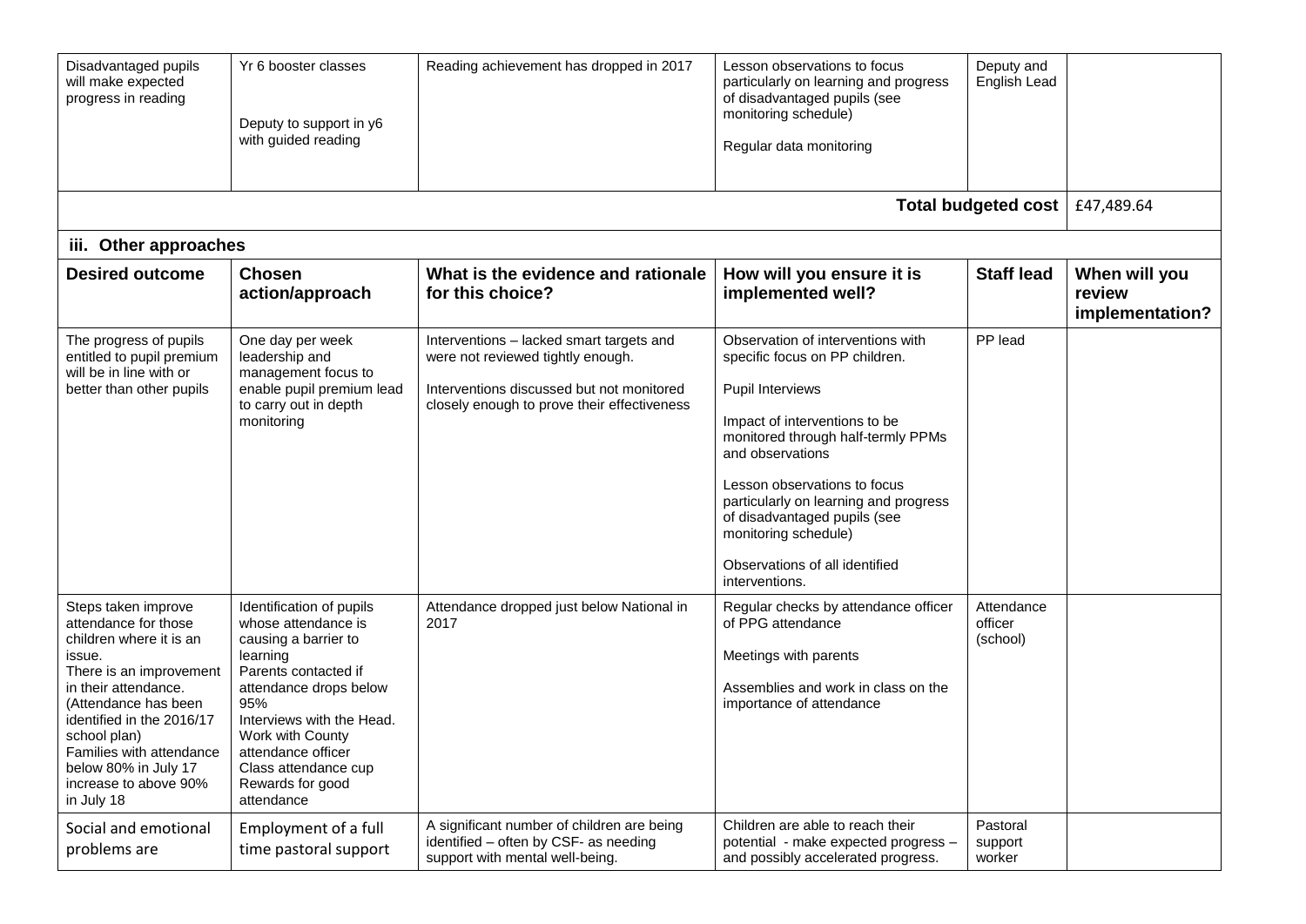| Disadvantaged pupils will make expected progress in reading | Yr 6 booster classes<br><br>Deputy to support in y6 with guided reading | Reading achievement has dropped in 2017 | Lesson observations to focus particularly on learning and progress of disadvantaged pupils (see monitoring schedule)<br><br>Regular data monitoring | Deputy and English Lead | |
|---|---|---|---|---|---|
| | | | | **Total budgeted cost** | £47,489.64 |

### iii. Other approaches

| Desired outcome | Chosen action/approach | What is the evidence and rationale for this choice? | How will you ensure it is implemented well? | Staff lead | When will you review implementation? |
|---|---|---|---|---|---|
| The progress of pupils entitled to pupil premium will be in line with or better than other pupils | One day per week leadership and management focus to enable pupil premium lead to carry out in depth monitoring | Interventions – lacked smart targets and were not reviewed tightly enough.<br><br>Interventions discussed but not monitored closely enough to prove their effectiveness | Observation of interventions with specific focus on PP children.<br><br>Pupil Interviews<br><br>Impact of interventions to be monitored through half-termly PPMs and observations<br><br>Lesson observations to focus particularly on learning and progress of disadvantaged pupils (see monitoring schedule)<br><br>Observations of all identified interventions. | PP lead | |
| Steps taken improve attendance for those children where it is an issue.<br>There is an improvement in their attendance.<br>(Attendance has been identified in the 2016/17 school plan)<br>Families with attendance below 80% in July 17 increase to above 90% in July 18 | Identification of pupils whose attendance is causing a barrier to learning<br>Parents contacted if attendance drops below 95%<br>Interviews with the Head.<br>Work with County attendance officer<br>Class attendance cup<br>Rewards for good attendance | Attendance dropped just below National in 2017 | Regular checks by attendance officer of PPG attendance<br><br>Meetings with parents<br><br>Assemblies and work in class on the importance of attendance | Attendance officer (school) | |
| Social and emotional problems are | Employment of a full time pastoral support | A significant number of children are being identified – often by CSF- as needing support with mental well-being. | Children are able to reach their potential - make expected progress – and possibly accelerated progress. | Pastoral support worker | |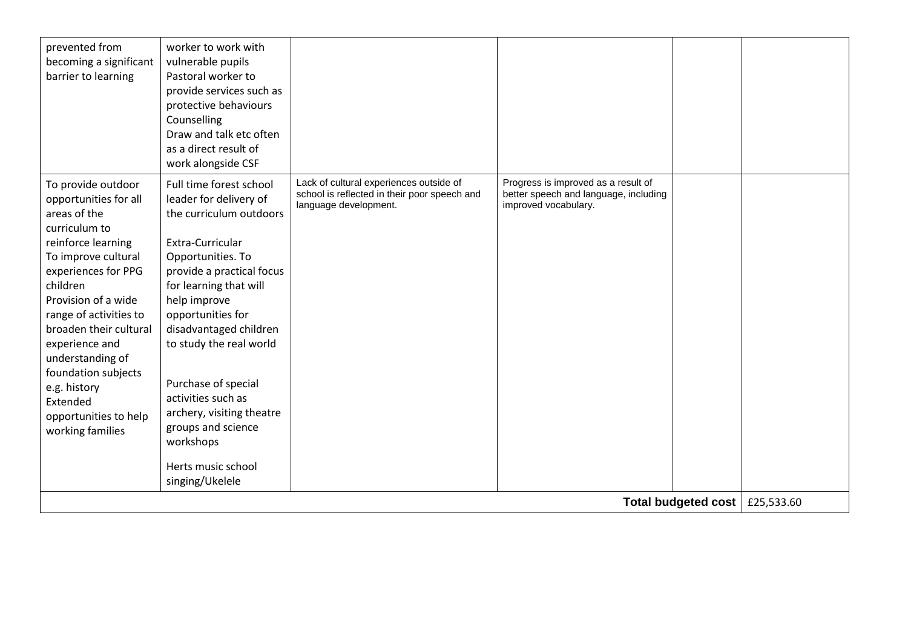| | | | | | |
|---|---|---|---|---|---|
| prevented from becoming a significant barrier to learning | worker to work with vulnerable pupils<br>Pastoral worker to provide services such as protective behaviours<br>Counselling<br>Draw and talk etc often as a direct result of work alongside CSF | | | | |
| To provide outdoor opportunities for all areas of the curriculum to reinforce learning<br>To improve cultural experiences for PPG children<br>Provision of a wide range of activities to broaden their cultural experience and understanding of foundation subjects e.g. history<br>Extended opportunities to help working families | Full time forest school leader for delivery of the curriculum outdoors<br><br>Extra-Curricular Opportunities. To provide a practical focus for learning that will help improve opportunities for disadvantaged children to study the real world<br><br>Purchase of special activities such as archery, visiting theatre groups and science workshops<br><br>Herts music school singing/Ukelele | Lack of cultural experiences outside of school is reflected in their poor speech and language development. | Progress is improved as a result of better speech and language, including improved vocabulary. | | |
| | | | | **Total budgeted cost** | £25,533.60 |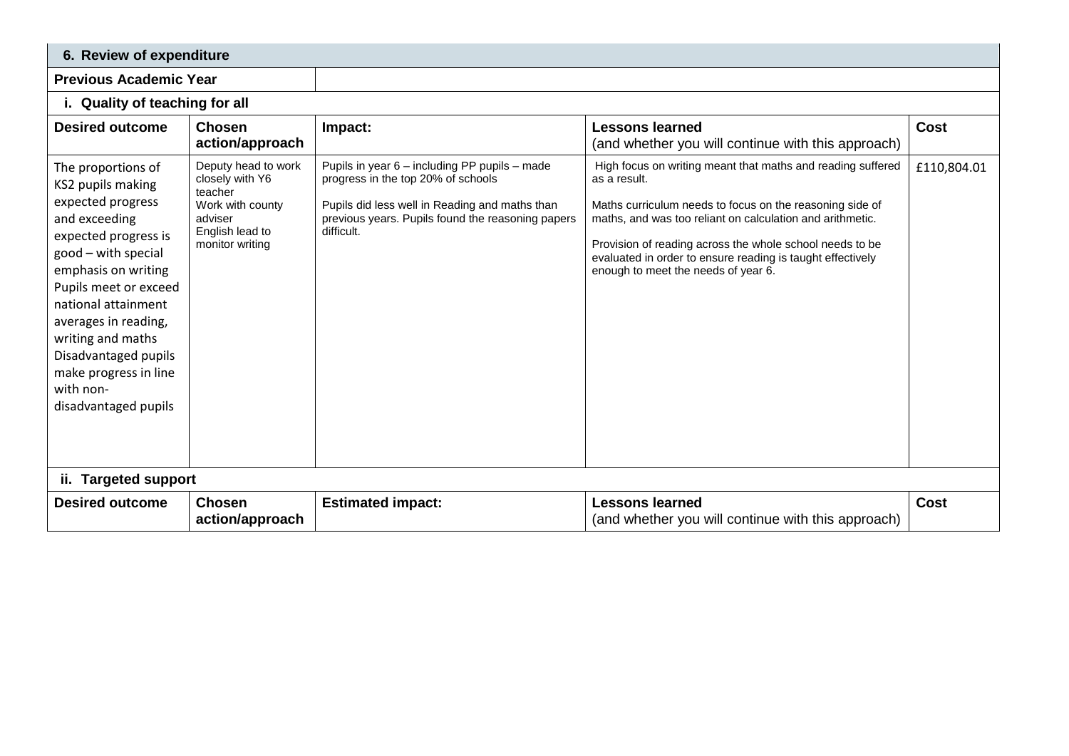| 6. Review of expenditure | | | | |
|---|---|---|---|---|
| **Previous Academic Year** | | | | |
| **i. Quality of teaching for all** | | | | |
| **Desired outcome** | **Chosen action/approach** | **Impact:** | **Lessons learned** (and whether you will continue with this approach) | **Cost** |
| The proportions of KS2 pupils making expected progress and exceeding expected progress is good – with special emphasis on writing<br>Pupils meet or exceed national attainment averages in reading, writing and maths<br>Disadvantaged pupils make progress in line with non-disadvantaged pupils | Deputy head to work closely with Y6 teacher<br>Work with county adviser<br>English lead to monitor writing | Pupils in year 6 – including PP pupils – made progress in the top 20% of schools<br><br>Pupils did less well in Reading and maths than previous years. Pupils found the reasoning papers difficult. | High focus on writing meant that maths and reading suffered as a result.<br><br>Maths curriculum needs to focus on the reasoning side of maths, and was too reliant on calculation and arithmetic.<br><br>Provision of reading across the whole school needs to be evaluated in order to ensure reading is taught effectively enough to meet the needs of year 6. | £110,804.01 |
| **ii. Targeted support** | | | | |
| **Desired outcome** | **Chosen action/approach** | **Estimated impact:** | **Lessons learned** (and whether you will continue with this approach) | **Cost** |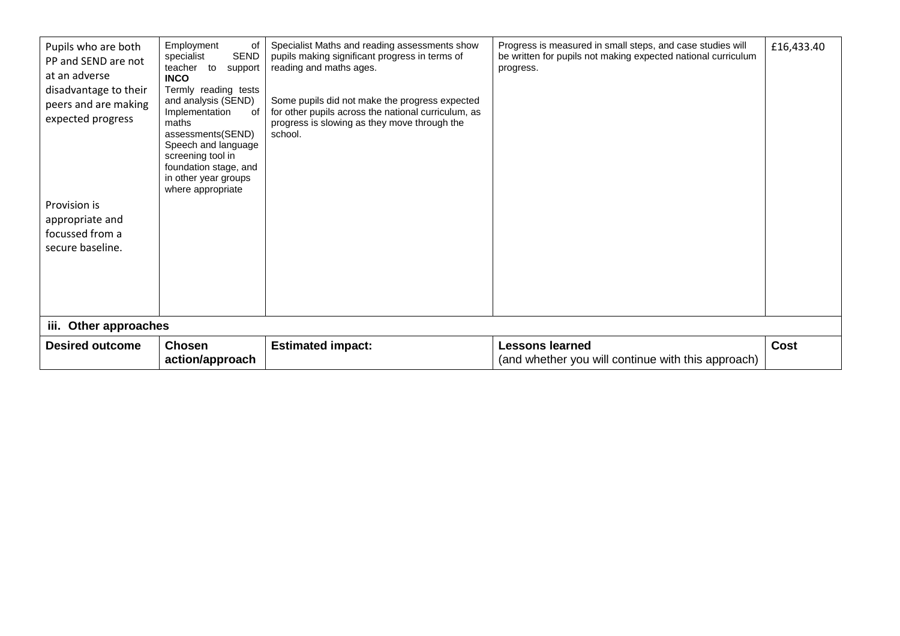| Pupils who are both PP and SEND are not at an adverse disadvantage to their peers and are making expected progress<br><br>Provision is appropriate and focussed from a secure baseline. | Employment of specialist SEND teacher to support **INCO**<br>Termly reading tests and analysis (SEND)<br>Implementation of maths assessments(SEND)<br>Speech and language screening tool in foundation stage, and in other year groups where appropriate | Specialist Maths and reading assessments show pupils making significant progress in terms of reading and maths ages.<br><br>Some pupils did not make the progress expected for other pupils across the national curriculum, as progress is slowing as they move through the school. | Progress is measured in small steps, and case studies will be written for pupils not making expected national curriculum progress. | £16,433.40 |
|---|---|---|---|---|
| **iii. Other approaches** | | | | |
| **Desired outcome** | **Chosen action/approach** | **Estimated impact:** | **Lessons learned**<br>(and whether you will continue with this approach) | **Cost** |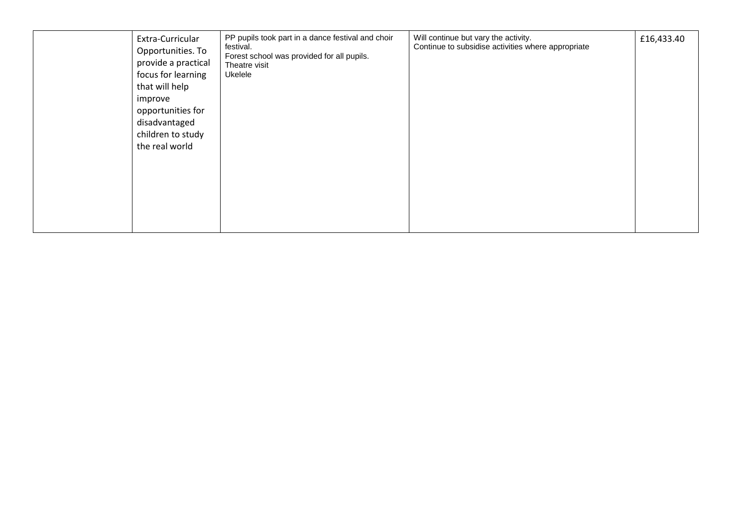| | | | | |
|---|---|---|---|---|
| | Extra-Curricular Opportunities. To provide a practical focus for learning that will help improve opportunities for disadvantaged children to study the real world | PP pupils took part in a dance festival and choir festival.<br>Forest school was provided for all pupils.<br>Theatre visit<br>Ukelele | Will continue but vary the activity.<br>Continue to subsidise activities where appropriate | £16,433.40 |